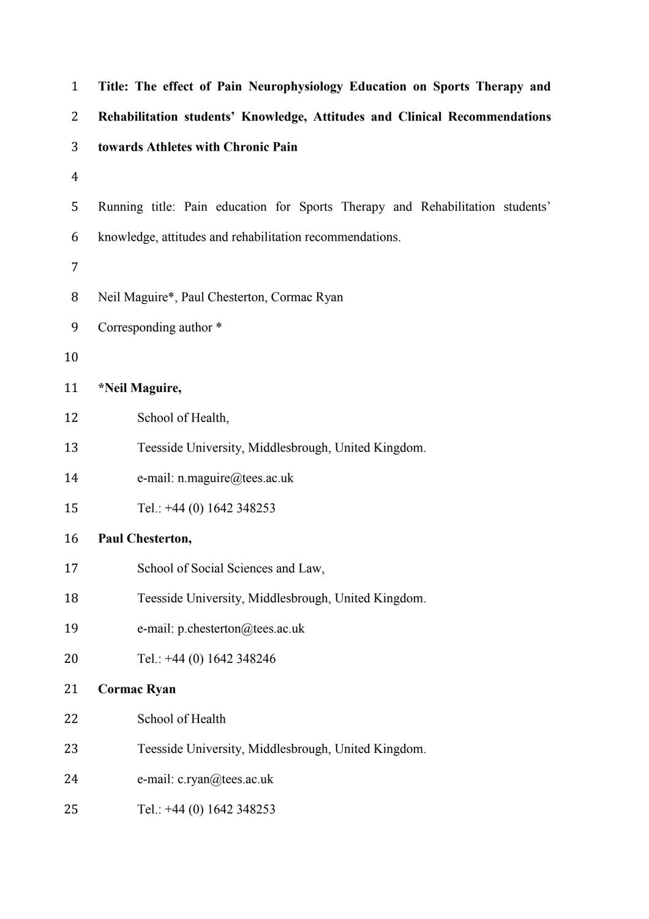**Title: The effect of Pain Neurophysiology Education on Sports Therapy and Rehabilitation students' Knowledge, Attitudes and Clinical Recommendations towards Athletes with Chronic Pain**

Running title: Pain education for Sports Therapy and Rehabilitation students' knowledge, attitudes and rehabilitation recommendations.

Neil Maguire*, Paul Chesterton, Cormac Ryan

Corresponding author *

**\*Neil Maguire,**

School of Health,

Teesside University, Middlesbrough, United Kingdom.

e-mail: n.maguire@tees.ac.uk

Tel.: +44 (0) 1642 348253

**Paul Chesterton,**

School of Social Sciences and Law,

Teesside University, Middlesbrough, United Kingdom.

e-mail: p.chesterton@tees.ac.uk

Tel.: +44 (0) 1642 348246

**Cormac Ryan**

School of Health

Teesside University, Middlesbrough, United Kingdom.

e-mail: c.ryan@tees.ac.uk

Tel.: +44 (0) 1642 348253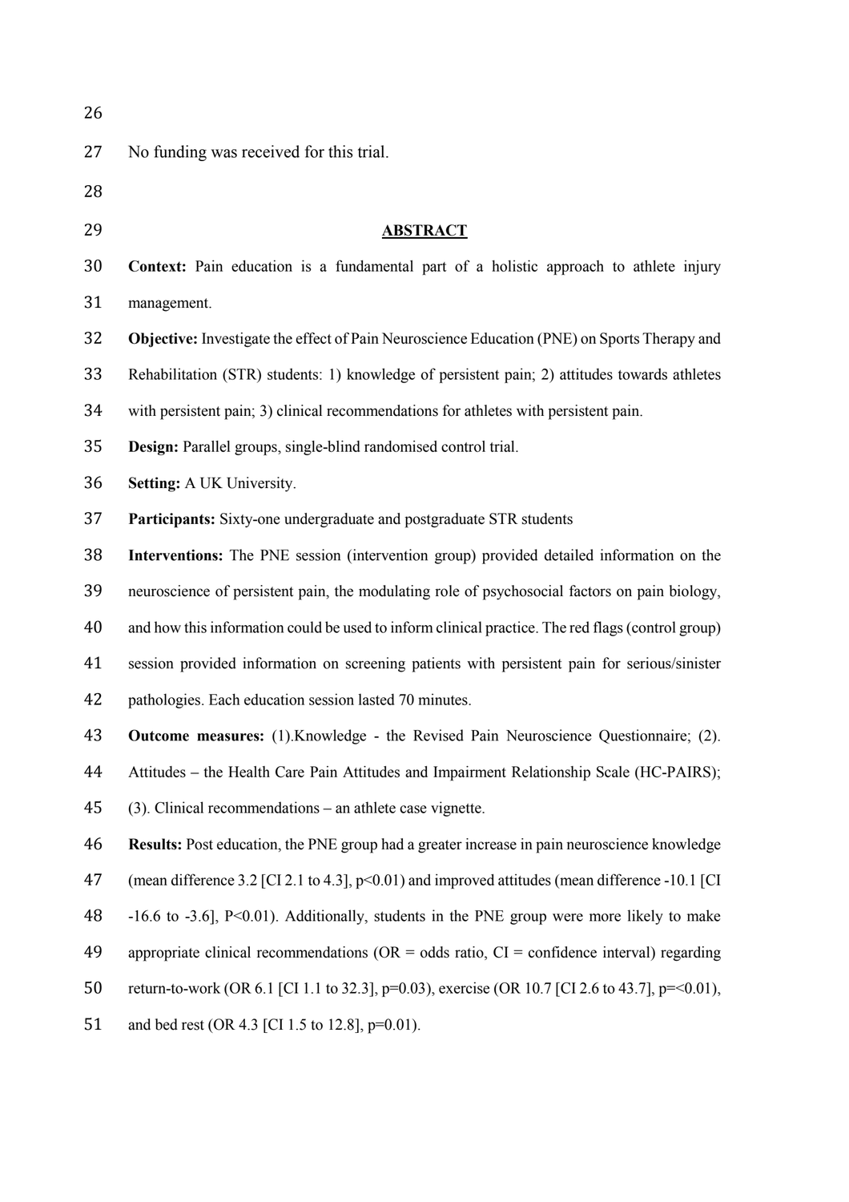No funding was received for this trial.

## ABSTRACT

**Context:** Pain education is a fundamental part of a holistic approach to athlete injury management.

**Objective:** Investigate the effect of Pain Neuroscience Education (PNE) on Sports Therapy and Rehabilitation (STR) students: 1) knowledge of persistent pain; 2) attitudes towards athletes with persistent pain; 3) clinical recommendations for athletes with persistent pain.

**Design:** Parallel groups, single-blind randomised control trial.

**Setting:** A UK University.

**Participants:** Sixty-one undergraduate and postgraduate STR students

**Interventions:** The PNE session (intervention group) provided detailed information on the neuroscience of persistent pain, the modulating role of psychosocial factors on pain biology, and how this information could be used to inform clinical practice. The red flags (control group) session provided information on screening patients with persistent pain for serious/sinister pathologies. Each education session lasted 70 minutes.

**Outcome measures:** (1).Knowledge - the Revised Pain Neuroscience Questionnaire; (2). Attitudes – the Health Care Pain Attitudes and Impairment Relationship Scale (HC-PAIRS); (3). Clinical recommendations – an athlete case vignette.

**Results:** Post education, the PNE group had a greater increase in pain neuroscience knowledge (mean difference 3.2 [CI 2.1 to 4.3], $p<0.01$) and improved attitudes (mean difference -10.1 [CI -16.6 to -3.6], $P<0.01$). Additionally, students in the PNE group were more likely to make appropriate clinical recommendations (OR = odds ratio, CI = confidence interval) regarding return-to-work (OR 6.1 [CI 1.1 to 32.3], $p=0.03$), exercise (OR 10.7 [CI 2.6 to 43.7], p=<0.01), and bed rest (OR 4.3 [CI 1.5 to 12.8], $p=0.01$).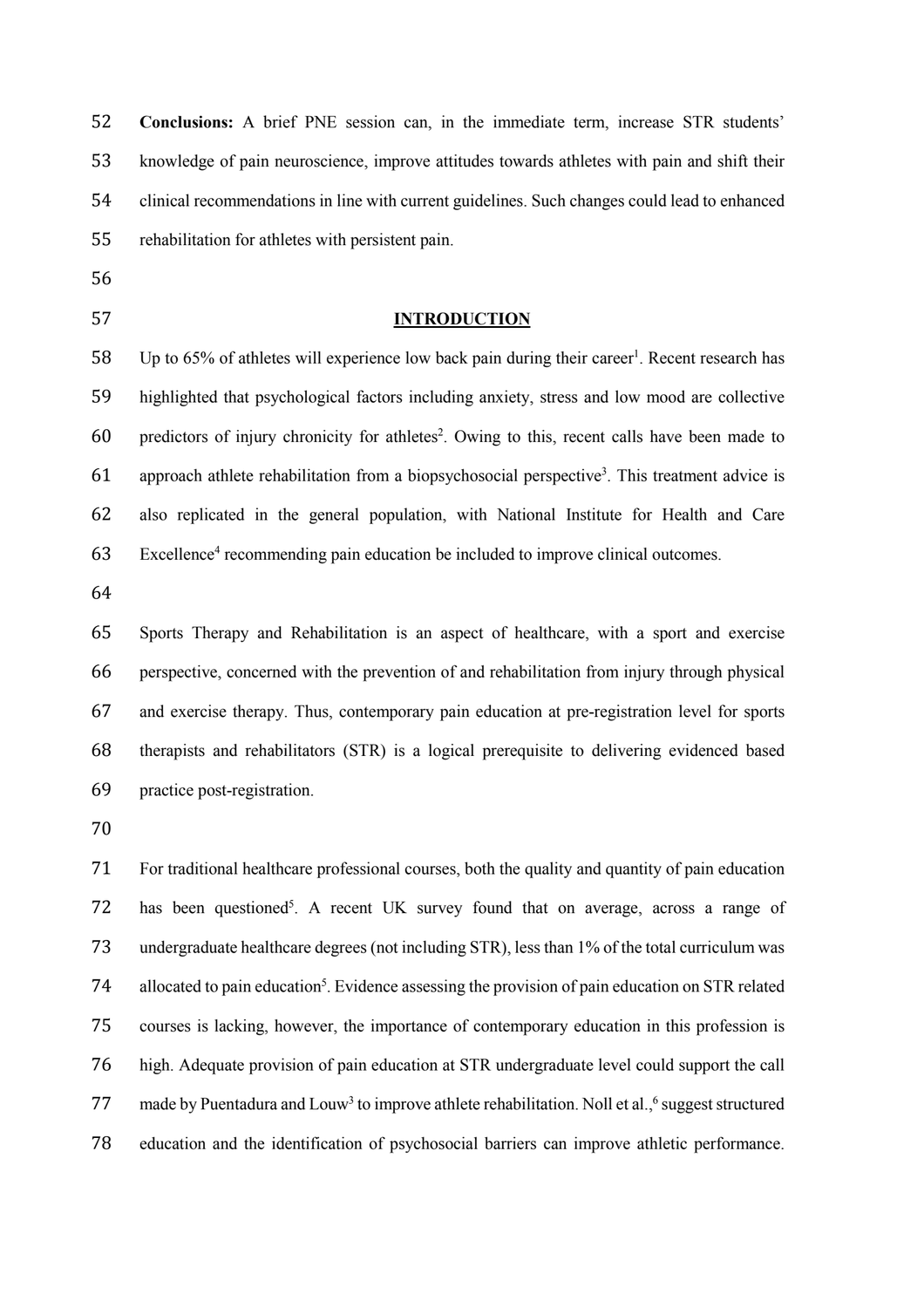**Conclusions:** A brief PNE session can, in the immediate term, increase STR students' knowledge of pain neuroscience, improve attitudes towards athletes with pain and shift their clinical recommendations in line with current guidelines. Such changes could lead to enhanced rehabilitation for athletes with persistent pain.

## INTRODUCTION

Up to 65% of athletes will experience low back pain during their career[1]. Recent research has highlighted that psychological factors including anxiety, stress and low mood are collective predictors of injury chronicity for athletes[2]. Owing to this, recent calls have been made to approach athlete rehabilitation from a biopsychosocial perspective[3]. This treatment advice is also replicated in the general population, with National Institute for Health and Care Excellence[4] recommending pain education be included to improve clinical outcomes.

Sports Therapy and Rehabilitation is an aspect of healthcare, with a sport and exercise perspective, concerned with the prevention of and rehabilitation from injury through physical and exercise therapy. Thus, contemporary pain education at pre-registration level for sports therapists and rehabilitators (STR) is a logical prerequisite to delivering evidenced based practice post-registration.

For traditional healthcare professional courses, both the quality and quantity of pain education has been questioned[5]. A recent UK survey found that on average, across a range of undergraduate healthcare degrees (not including STR), less than 1% of the total curriculum was allocated to pain education[5]. Evidence assessing the provision of pain education on STR related courses is lacking, however, the importance of contemporary education in this profession is high. Adequate provision of pain education at STR undergraduate level could support the call made by Puentadura and Louw[3] to improve athlete rehabilitation. Noll et al.,[6] suggest structured education and the identification of psychosocial barriers can improve athletic performance.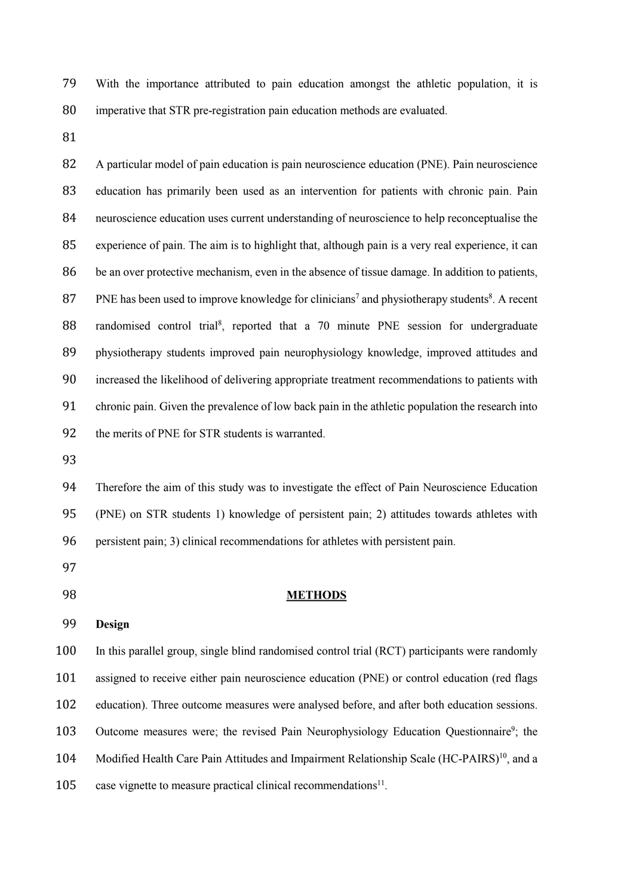With the importance attributed to pain education amongst the athletic population, it is imperative that STR pre-registration pain education methods are evaluated.

A particular model of pain education is pain neuroscience education (PNE). Pain neuroscience education has primarily been used as an intervention for patients with chronic pain. Pain neuroscience education uses current understanding of neuroscience to help reconceptualise the experience of pain. The aim is to highlight that, although pain is a very real experience, it can be an over protective mechanism, even in the absence of tissue damage. In addition to patients, PNE has been used to improve knowledge for clinicians[7] and physiotherapy students[8]. A recent randomised control trial[8], reported that a 70 minute PNE session for undergraduate physiotherapy students improved pain neurophysiology knowledge, improved attitudes and increased the likelihood of delivering appropriate treatment recommendations to patients with chronic pain. Given the prevalence of low back pain in the athletic population the research into the merits of PNE for STR students is warranted.

Therefore the aim of this study was to investigate the effect of Pain Neuroscience Education (PNE) on STR students 1) knowledge of persistent pain; 2) attitudes towards athletes with persistent pain; 3) clinical recommendations for athletes with persistent pain.

## METHODS

### Design

In this parallel group, single blind randomised control trial (RCT) participants were randomly assigned to receive either pain neuroscience education (PNE) or control education (red flags education). Three outcome measures were analysed before, and after both education sessions. Outcome measures were; the revised Pain Neurophysiology Education Questionnaire[9]; the Modified Health Care Pain Attitudes and Impairment Relationship Scale (HC-PAIRS)[10], and a case vignette to measure practical clinical recommendations[11].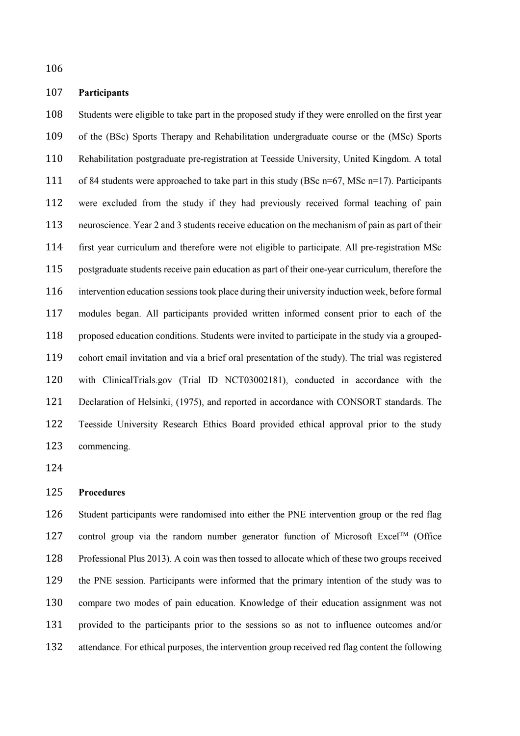**Participants**

Students were eligible to take part in the proposed study if they were enrolled on the first year of the (BSc) Sports Therapy and Rehabilitation undergraduate course or the (MSc) Sports Rehabilitation postgraduate pre-registration at Teesside University, United Kingdom. A total of 84 students were approached to take part in this study (BSc n=67, MSc n=17). Participants were excluded from the study if they had previously received formal teaching of pain neuroscience. Year 2 and 3 students receive education on the mechanism of pain as part of their first year curriculum and therefore were not eligible to participate. All pre-registration MSc postgraduate students receive pain education as part of their one-year curriculum, therefore the intervention education sessions took place during their university induction week, before formal modules began. All participants provided written informed consent prior to each of the proposed education conditions. Students were invited to participate in the study via a grouped-cohort email invitation and via a brief oral presentation of the study). The trial was registered with ClinicalTrials.gov (Trial ID NCT03002181), conducted in accordance with the Declaration of Helsinki, (1975), and reported in accordance with CONSORT standards. The Teesside University Research Ethics Board provided ethical approval prior to the study commencing.

**Procedures**

Student participants were randomised into either the PNE intervention group or the red flag control group via the random number generator function of Microsoft Excel™ (Office Professional Plus 2013). A coin was then tossed to allocate which of these two groups received the PNE session. Participants were informed that the primary intention of the study was to compare two modes of pain education. Knowledge of their education assignment was not provided to the participants prior to the sessions so as not to influence outcomes and/or attendance. For ethical purposes, the intervention group received red flag content the following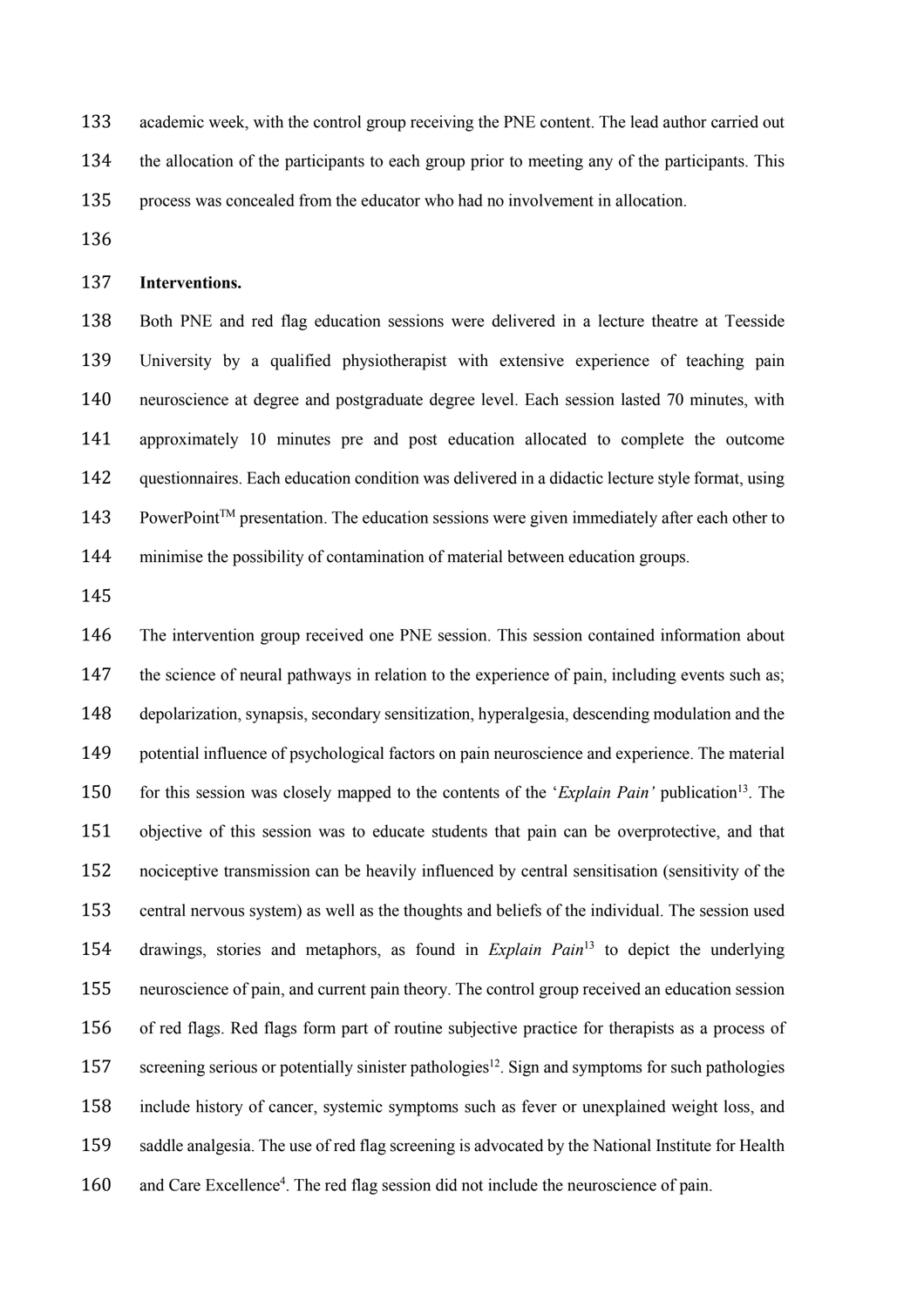academic week, with the control group receiving the PNE content. The lead author carried out the allocation of the participants to each group prior to meeting any of the participants. This process was concealed from the educator who had no involvement in allocation.

**Interventions.**

Both PNE and red flag education sessions were delivered in a lecture theatre at Teesside University by a qualified physiotherapist with extensive experience of teaching pain neuroscience at degree and postgraduate degree level. Each session lasted 70 minutes, with approximately 10 minutes pre and post education allocated to complete the outcome questionnaires. Each education condition was delivered in a didactic lecture style format, using PowerPoint™ presentation. The education sessions were given immediately after each other to minimise the possibility of contamination of material between education groups.

The intervention group received one PNE session. This session contained information about the science of neural pathways in relation to the experience of pain, including events such as; depolarization, synapsis, secondary sensitization, hyperalgesia, descending modulation and the potential influence of psychological factors on pain neuroscience and experience. The material for this session was closely mapped to the contents of the '*Explain Pain'* publication[13]. The objective of this session was to educate students that pain can be overprotective, and that nociceptive transmission can be heavily influenced by central sensitisation (sensitivity of the central nervous system) as well as the thoughts and beliefs of the individual. The session used drawings, stories and metaphors, as found in *Explain Pain*[13] to depict the underlying neuroscience of pain, and current pain theory. The control group received an education session of red flags. Red flags form part of routine subjective practice for therapists as a process of screening serious or potentially sinister pathologies[12]. Sign and symptoms for such pathologies include history of cancer, systemic symptoms such as fever or unexplained weight loss, and saddle analgesia. The use of red flag screening is advocated by the National Institute for Health and Care Excellence[4]. The red flag session did not include the neuroscience of pain.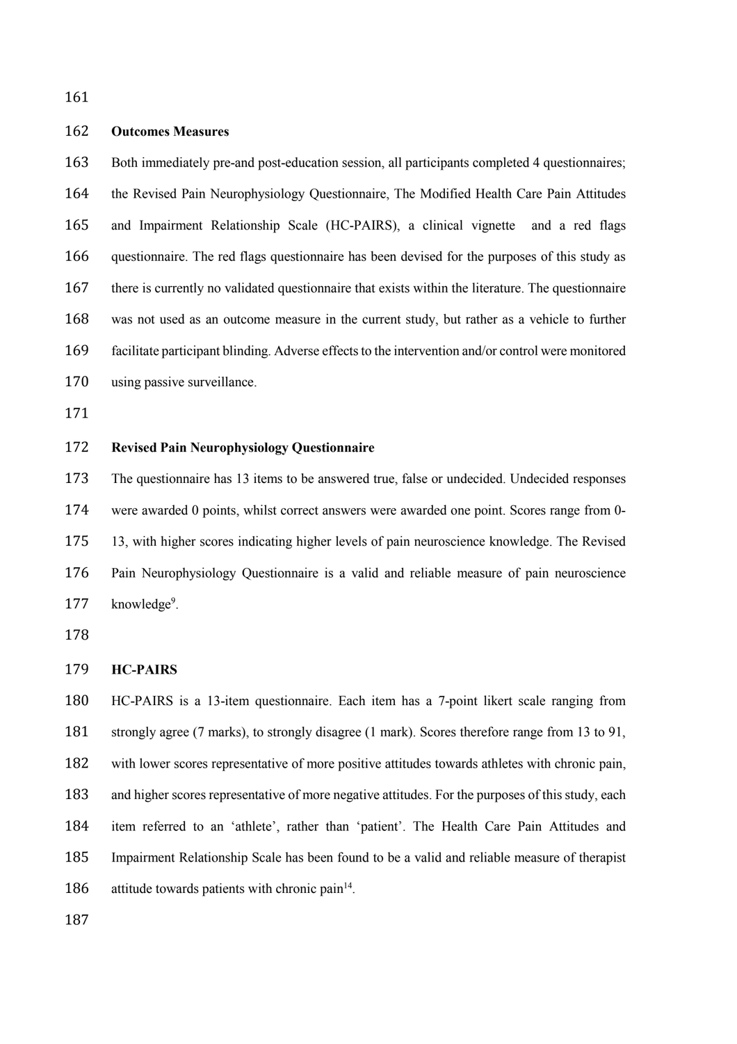## Outcomes Measures

Both immediately pre-and post-education session, all participants completed 4 questionnaires; the Revised Pain Neurophysiology Questionnaire, The Modified Health Care Pain Attitudes and Impairment Relationship Scale (HC-PAIRS), a clinical vignette and a red flags questionnaire. The red flags questionnaire has been devised for the purposes of this study as there is currently no validated questionnaire that exists within the literature. The questionnaire was not used as an outcome measure in the current study, but rather as a vehicle to further facilitate participant blinding. Adverse effects to the intervention and/or control were monitored using passive surveillance.

### Revised Pain Neurophysiology Questionnaire

The questionnaire has 13 items to be answered true, false or undecided. Undecided responses were awarded 0 points, whilst correct answers were awarded one point. Scores range from 0-13, with higher scores indicating higher levels of pain neuroscience knowledge. The Revised Pain Neurophysiology Questionnaire is a valid and reliable measure of pain neuroscience knowledge[9].

### HC-PAIRS

HC-PAIRS is a 13-item questionnaire. Each item has a 7-point likert scale ranging from strongly agree (7 marks), to strongly disagree (1 mark). Scores therefore range from 13 to 91, with lower scores representative of more positive attitudes towards athletes with chronic pain, and higher scores representative of more negative attitudes. For the purposes of this study, each item referred to an 'athlete', rather than 'patient'. The Health Care Pain Attitudes and Impairment Relationship Scale has been found to be a valid and reliable measure of therapist attitude towards patients with chronic pain[14].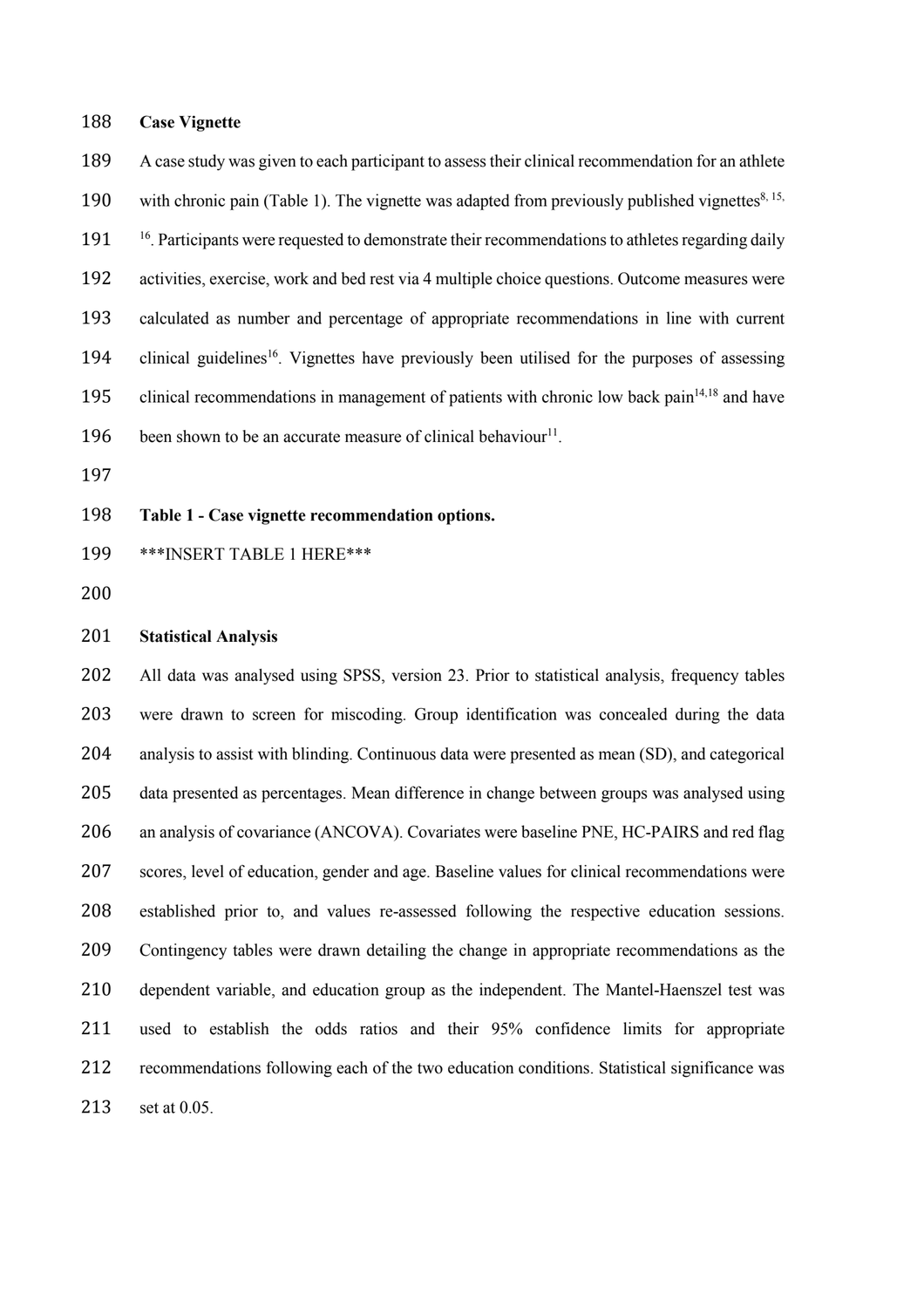**Case Vignette**

A case study was given to each participant to assess their clinical recommendation for an athlete with chronic pain (Table 1). The vignette was adapted from previously published vignettes[8, 15, 16]. Participants were requested to demonstrate their recommendations to athletes regarding daily activities, exercise, work and bed rest via 4 multiple choice questions. Outcome measures were calculated as number and percentage of appropriate recommendations in line with current clinical guidelines[16]. Vignettes have previously been utilised for the purposes of assessing clinical recommendations in management of patients with chronic low back pain[14,18] and have been shown to be an accurate measure of clinical behaviour[11].

**Table 1 - Case vignette recommendation options.**

***INSERT TABLE 1 HERE***

**Statistical Analysis**

All data was analysed using SPSS, version 23. Prior to statistical analysis, frequency tables were drawn to screen for miscoding. Group identification was concealed during the data analysis to assist with blinding. Continuous data were presented as mean (SD), and categorical data presented as percentages. Mean difference in change between groups was analysed using an analysis of covariance (ANCOVA). Covariates were baseline PNE, HC-PAIRS and red flag scores, level of education, gender and age. Baseline values for clinical recommendations were established prior to, and values re-assessed following the respective education sessions. Contingency tables were drawn detailing the change in appropriate recommendations as the dependent variable, and education group as the independent. The Mantel-Haenszel test was used to establish the odds ratios and their 95% confidence limits for appropriate recommendations following each of the two education conditions. Statistical significance was set at 0.05.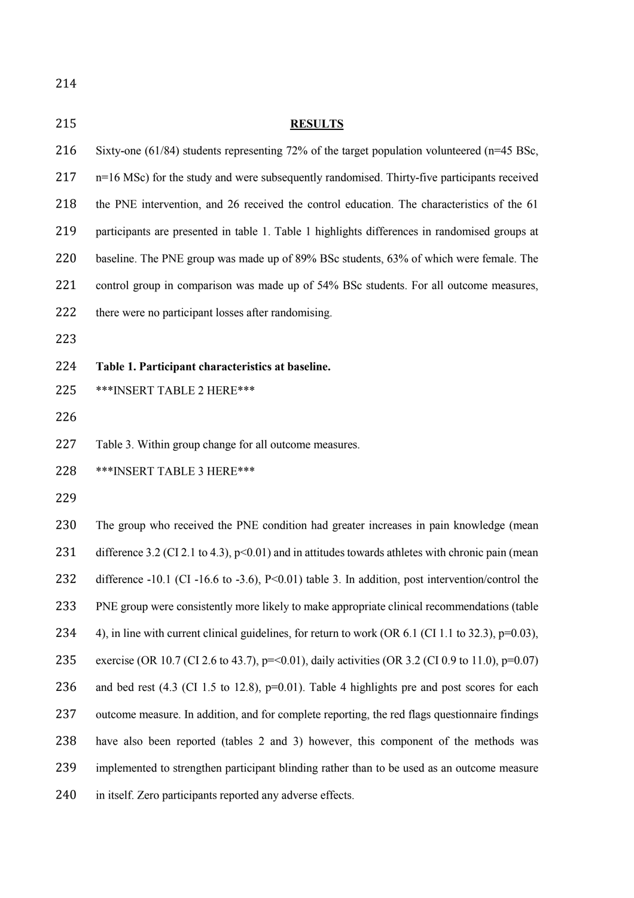## RESULTS

Sixty-one (61/84) students representing 72% of the target population volunteered (n=45 BSc, n=16 MSc) for the study and were subsequently randomised. Thirty-five participants received the PNE intervention, and 26 received the control education. The characteristics of the 61 participants are presented in table 1. Table 1 highlights differences in randomised groups at baseline. The PNE group was made up of 89% BSc students, 63% of which were female. The control group in comparison was made up of 54% BSc students. For all outcome measures, there were no participant losses after randomising.

**Table 1. Participant characteristics at baseline.**

***INSERT TABLE 2 HERE***

Table 3. Within group change for all outcome measures.

***INSERT TABLE 3 HERE***

The group who received the PNE condition had greater increases in pain knowledge (mean difference 3.2 (CI 2.1 to 4.3), p<0.01) and in attitudes towards athletes with chronic pain (mean difference -10.1 (CI -16.6 to -3.6), P<0.01) table 3. In addition, post intervention/control the PNE group were consistently more likely to make appropriate clinical recommendations (table 4), in line with current clinical guidelines, for return to work (OR 6.1 (CI 1.1 to 32.3), p=0.03), exercise (OR 10.7 (CI 2.6 to 43.7), p=<0.01), daily activities (OR 3.2 (CI 0.9 to 11.0), p=0.07) and bed rest (4.3 (CI 1.5 to 12.8), p=0.01). Table 4 highlights pre and post scores for each outcome measure. In addition, and for complete reporting, the red flags questionnaire findings have also been reported (tables 2 and 3) however, this component of the methods was implemented to strengthen participant blinding rather than to be used as an outcome measure in itself. Zero participants reported any adverse effects.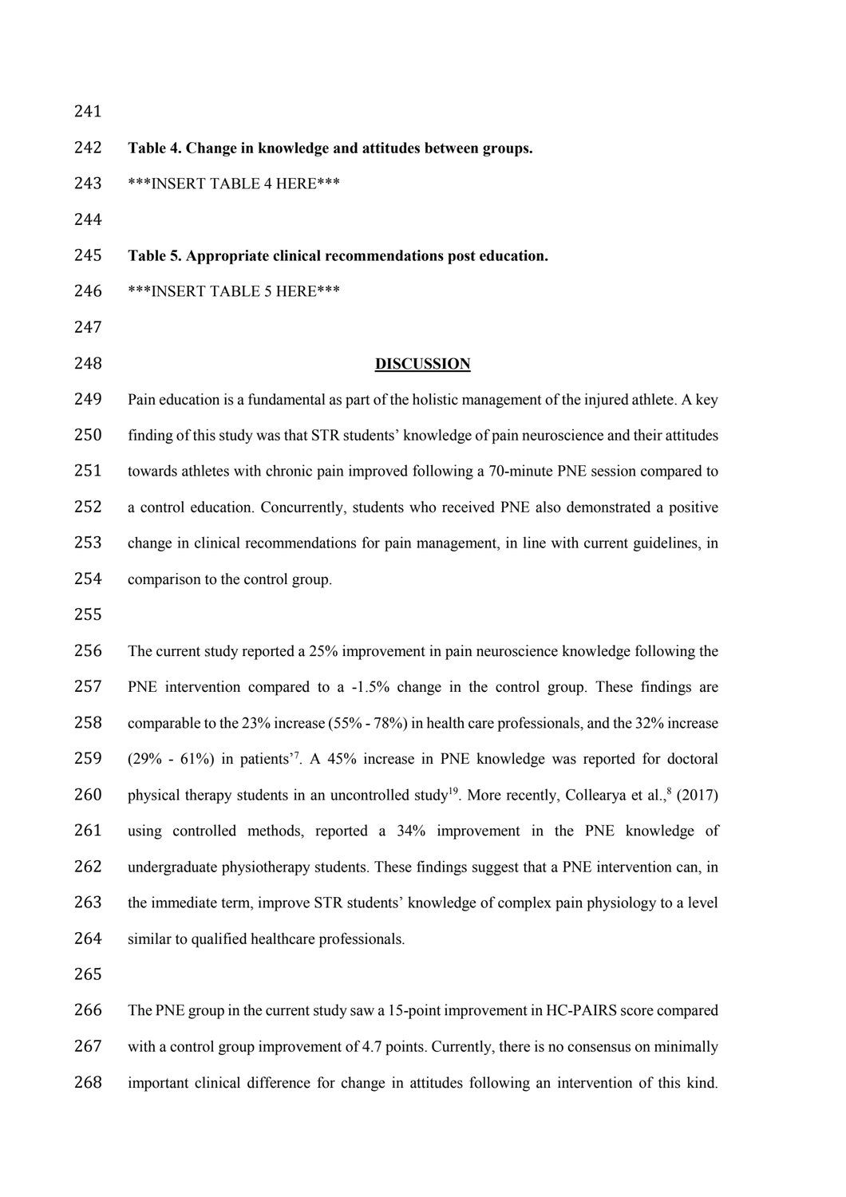**Table 4. Change in knowledge and attitudes between groups.**

***INSERT TABLE 4 HERE***

**Table 5. Appropriate clinical recommendations post education.**

***INSERT TABLE 5 HERE***

## DISCUSSION

Pain education is a fundamental as part of the holistic management of the injured athlete. A key finding of this study was that STR students' knowledge of pain neuroscience and their attitudes towards athletes with chronic pain improved following a 70-minute PNE session compared to a control education. Concurrently, students who received PNE also demonstrated a positive change in clinical recommendations for pain management, in line with current guidelines, in comparison to the control group.

The current study reported a 25% improvement in pain neuroscience knowledge following the PNE intervention compared to a -1.5% change in the control group. These findings are comparable to the 23% increase (55% - 78%) in health care professionals, and the 32% increase (29% - 61%) in patients'[7]. A 45% increase in PNE knowledge was reported for doctoral physical therapy students in an uncontrolled study[19]. More recently, Collearya et al.,[8] (2017) using controlled methods, reported a 34% improvement in the PNE knowledge of undergraduate physiotherapy students. These findings suggest that a PNE intervention can, in the immediate term, improve STR students' knowledge of complex pain physiology to a level similar to qualified healthcare professionals.

The PNE group in the current study saw a 15-point improvement in HC-PAIRS score compared with a control group improvement of 4.7 points. Currently, there is no consensus on minimally important clinical difference for change in attitudes following an intervention of this kind.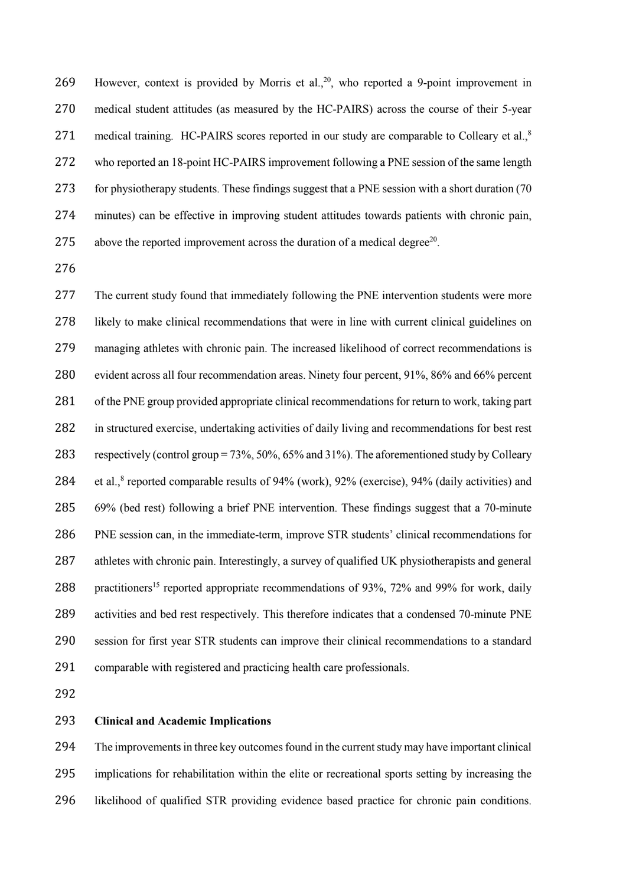However, context is provided by Morris et al.,[20], who reported a 9-point improvement in medical student attitudes (as measured by the HC-PAIRS) across the course of their 5-year medical training. HC-PAIRS scores reported in our study are comparable to Colleary et al.,[8] who reported an 18-point HC-PAIRS improvement following a PNE session of the same length for physiotherapy students. These findings suggest that a PNE session with a short duration (70 minutes) can be effective in improving student attitudes towards patients with chronic pain, above the reported improvement across the duration of a medical degree[20].

The current study found that immediately following the PNE intervention students were more likely to make clinical recommendations that were in line with current clinical guidelines on managing athletes with chronic pain. The increased likelihood of correct recommendations is evident across all four recommendation areas. Ninety four percent, 91%, 86% and 66% percent of the PNE group provided appropriate clinical recommendations for return to work, taking part in structured exercise, undertaking activities of daily living and recommendations for best rest respectively (control group = 73%, 50%, 65% and 31%). The aforementioned study by Colleary et al.,[8] reported comparable results of 94% (work), 92% (exercise), 94% (daily activities) and 69% (bed rest) following a brief PNE intervention. These findings suggest that a 70-minute PNE session can, in the immediate-term, improve STR students' clinical recommendations for athletes with chronic pain. Interestingly, a survey of qualified UK physiotherapists and general practitioners[15] reported appropriate recommendations of 93%, 72% and 99% for work, daily activities and bed rest respectively. This therefore indicates that a condensed 70-minute PNE session for first year STR students can improve their clinical recommendations to a standard comparable with registered and practicing health care professionals.

**Clinical and Academic Implications**

The improvements in three key outcomes found in the current study may have important clinical implications for rehabilitation within the elite or recreational sports setting by increasing the likelihood of qualified STR providing evidence based practice for chronic pain conditions.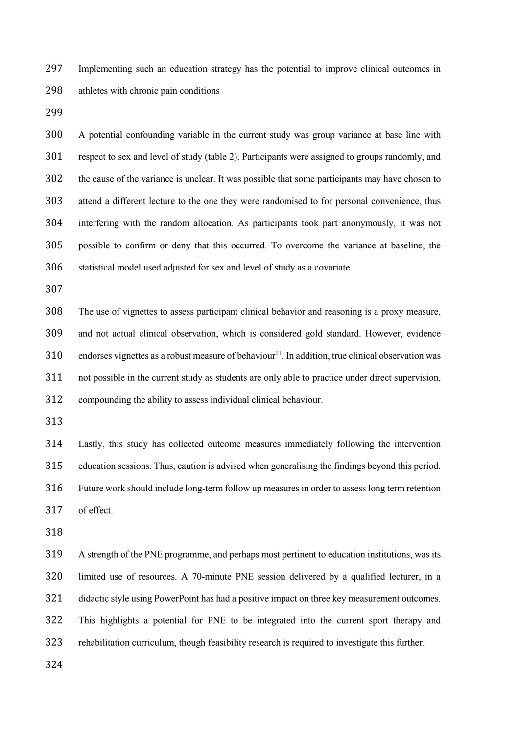Implementing such an education strategy has the potential to improve clinical outcomes in athletes with chronic pain conditions

A potential confounding variable in the current study was group variance at base line with respect to sex and level of study (table 2). Participants were assigned to groups randomly, and the cause of the variance is unclear. It was possible that some participants may have chosen to attend a different lecture to the one they were randomised to for personal convenience, thus interfering with the random allocation. As participants took part anonymously, it was not possible to confirm or deny that this occurred. To overcome the variance at baseline, the statistical model used adjusted for sex and level of study as a covariate.

The use of vignettes to assess participant clinical behavior and reasoning is a proxy measure, and not actual clinical observation, which is considered gold standard. However, evidence endorses vignettes as a robust measure of behaviour[11]. In addition, true clinical observation was not possible in the current study as students are only able to practice under direct supervision, compounding the ability to assess individual clinical behaviour.

Lastly, this study has collected outcome measures immediately following the intervention education sessions. Thus, caution is advised when generalising the findings beyond this period. Future work should include long-term follow up measures in order to assess long term retention of effect.

A strength of the PNE programme, and perhaps most pertinent to education institutions, was its limited use of resources. A 70-minute PNE session delivered by a qualified lecturer, in a didactic style using PowerPoint has had a positive impact on three key measurement outcomes. This highlights a potential for PNE to be integrated into the current sport therapy and rehabilitation curriculum, though feasibility research is required to investigate this further.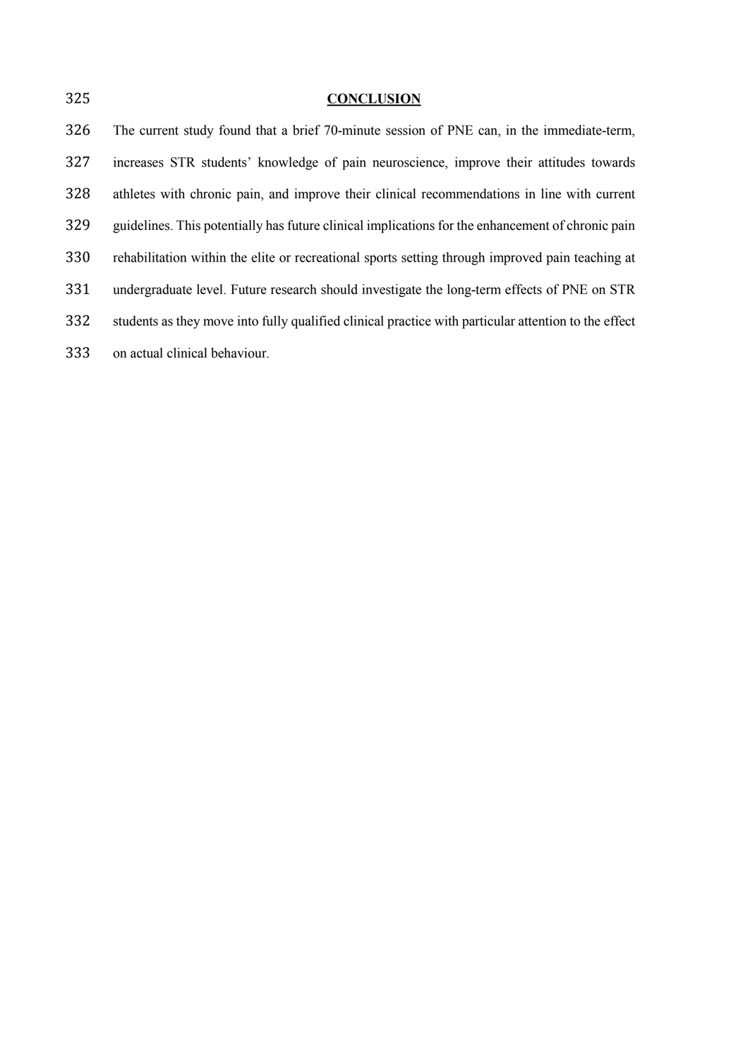## CONCLUSION

The current study found that a brief 70-minute session of PNE can, in the immediate-term, increases STR students' knowledge of pain neuroscience, improve their attitudes towards athletes with chronic pain, and improve their clinical recommendations in line with current guidelines. This potentially has future clinical implications for the enhancement of chronic pain rehabilitation within the elite or recreational sports setting through improved pain teaching at undergraduate level. Future research should investigate the long-term effects of PNE on STR students as they move into fully qualified clinical practice with particular attention to the effect on actual clinical behaviour.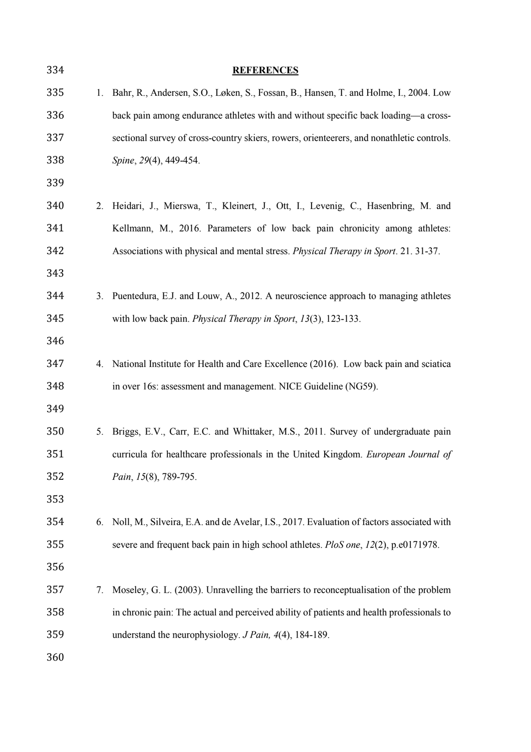## REFERENCES

1. Bahr, R., Andersen, S.O., Løken, S., Fossan, B., Hansen, T. and Holme, I., 2004. Low back pain among endurance athletes with and without specific back loading—a cross-sectional survey of cross-country skiers, rowers, orienteerers, and nonathletic controls. *Spine*, *29*(4), 449-454.

2. Heidari, J., Mierswa, T., Kleinert, J., Ott, I., Levenig, C., Hasenbring, M. and Kellmann, M., 2016. Parameters of low back pain chronicity among athletes: Associations with physical and mental stress. *Physical Therapy in Sport*. 21. 31-37.

3. Puentedura, E.J. and Louw, A., 2012. A neuroscience approach to managing athletes with low back pain. *Physical Therapy in Sport*, *13*(3), 123-133.

4. National Institute for Health and Care Excellence (2016). Low back pain and sciatica in over 16s: assessment and management. NICE Guideline (NG59).

5. Briggs, E.V., Carr, E.C. and Whittaker, M.S., 2011. Survey of undergraduate pain curricula for healthcare professionals in the United Kingdom. *European Journal of Pain*, *15*(8), 789-795.

6. Noll, M., Silveira, E.A. and de Avelar, I.S., 2017. Evaluation of factors associated with severe and frequent back pain in high school athletes. *PloS one*, *12*(2), p.e0171978.

7. Moseley, G. L. (2003). Unravelling the barriers to reconceptualisation of the problem in chronic pain: The actual and perceived ability of patients and health professionals to understand the neurophysiology. *J Pain, 4*(4), 184-189.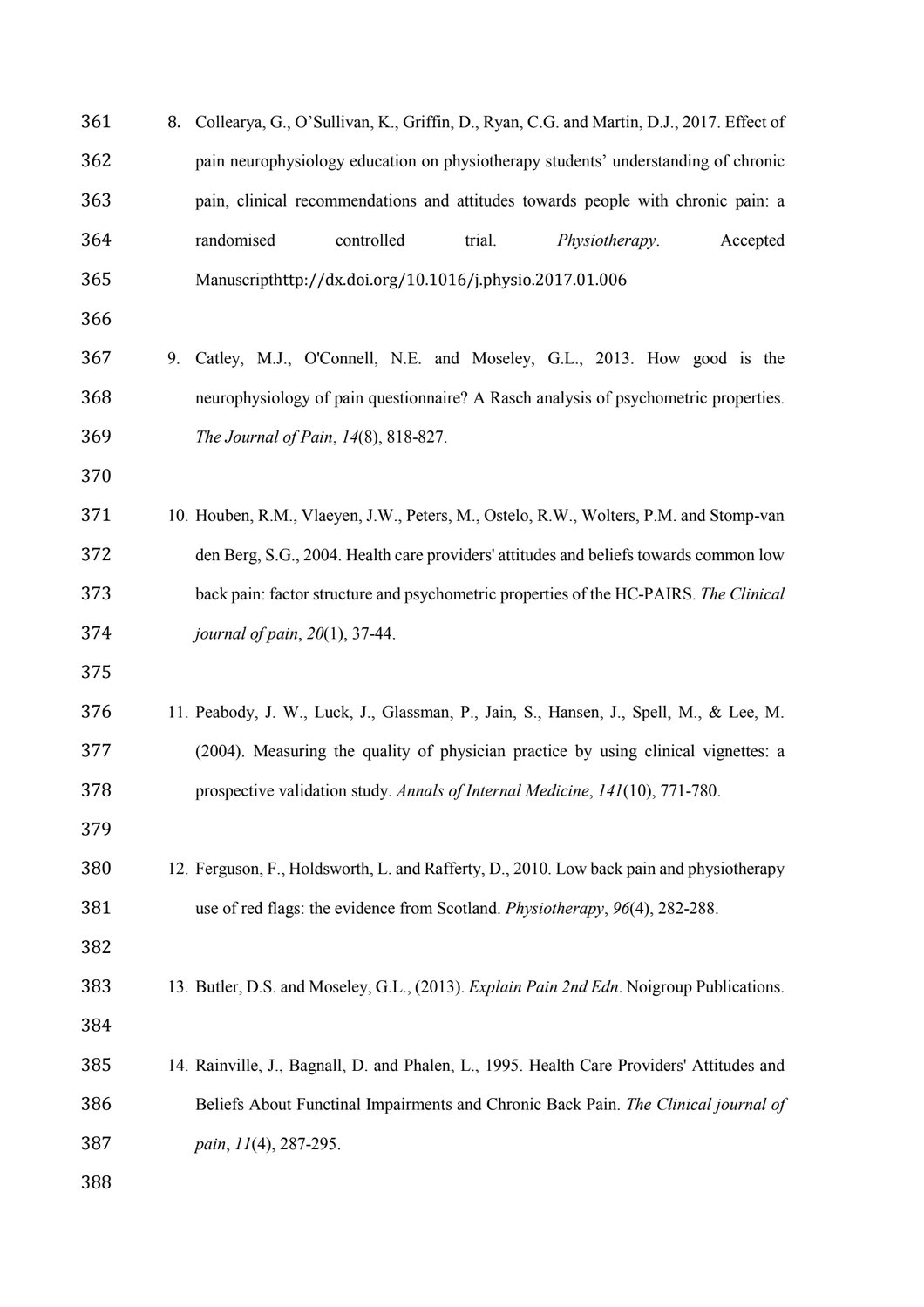8. Collearya, G., O'Sullivan, K., Griffin, D., Ryan, C.G. and Martin, D.J., 2017. Effect of pain neurophysiology education on physiotherapy students' understanding of chronic pain, clinical recommendations and attitudes towards people with chronic pain: a randomised controlled trial. *Physiotherapy*. Accepted Manuscripthttp://dx.doi.org/10.1016/j.physio.2017.01.006

9. Catley, M.J., O'Connell, N.E. and Moseley, G.L., 2013. How good is the neurophysiology of pain questionnaire? A Rasch analysis of psychometric properties. *The Journal of Pain*, *14*(8), 818-827.

10. Houben, R.M., Vlaeyen, J.W., Peters, M., Ostelo, R.W., Wolters, P.M. and Stomp-van den Berg, S.G., 2004. Health care providers' attitudes and beliefs towards common low back pain: factor structure and psychometric properties of the HC-PAIRS. *The Clinical journal of pain*, *20*(1), 37-44.

11. Peabody, J. W., Luck, J., Glassman, P., Jain, S., Hansen, J., Spell, M., & Lee, M. (2004). Measuring the quality of physician practice by using clinical vignettes: a prospective validation study. *Annals of Internal Medicine*, *141*(10), 771-780.

12. Ferguson, F., Holdsworth, L. and Rafferty, D., 2010. Low back pain and physiotherapy use of red flags: the evidence from Scotland. *Physiotherapy*, *96*(4), 282-288.

13. Butler, D.S. and Moseley, G.L., (2013). *Explain Pain 2nd Edn*. Noigroup Publications.

14. Rainville, J., Bagnall, D. and Phalen, L., 1995. Health Care Providers' Attitudes and Beliefs About Functinal Impairments and Chronic Back Pain. *The Clinical journal of pain*, *11*(4), 287-295.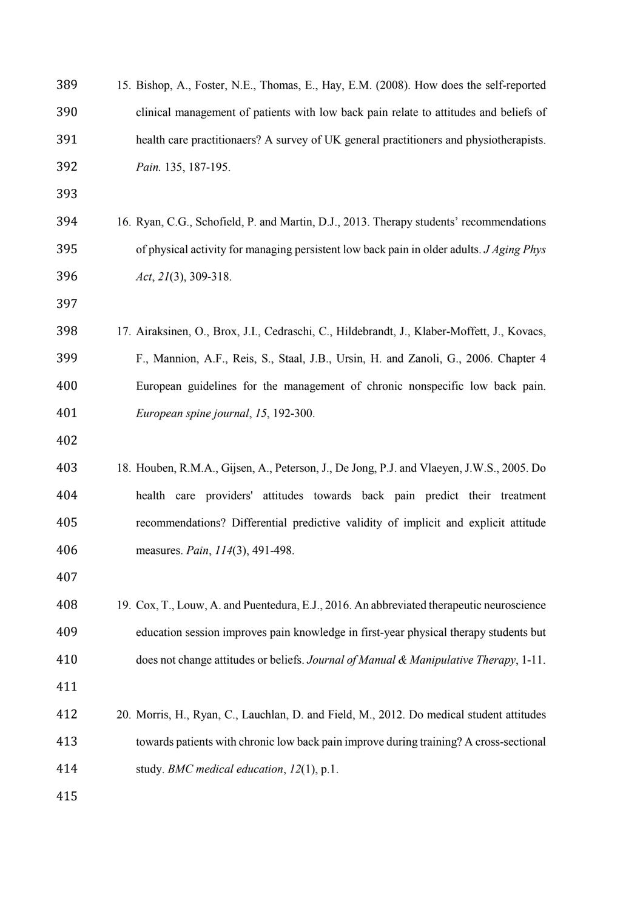15. Bishop, A., Foster, N.E., Thomas, E., Hay, E.M. (2008). How does the self-reported clinical management of patients with low back pain relate to attitudes and beliefs of health care practitionaers? A survey of UK general practitioners and physiotherapists. *Pain.* 135, 187-195.

16. Ryan, C.G., Schofield, P. and Martin, D.J., 2013. Therapy students' recommendations of physical activity for managing persistent low back pain in older adults. *J Aging Phys Act*, *21*(3), 309-318.

17. Airaksinen, O., Brox, J.I., Cedraschi, C., Hildebrandt, J., Klaber-Moffett, J., Kovacs, F., Mannion, A.F., Reis, S., Staal, J.B., Ursin, H. and Zanoli, G., 2006. Chapter 4 European guidelines for the management of chronic nonspecific low back pain. *European spine journal*, *15*, 192-300.

18. Houben, R.M.A., Gijsen, A., Peterson, J., De Jong, P.J. and Vlaeyen, J.W.S., 2005. Do health care providers' attitudes towards back pain predict their treatment recommendations? Differential predictive validity of implicit and explicit attitude measures. *Pain*, *114*(3), 491-498.

19. Cox, T., Louw, A. and Puentedura, E.J., 2016. An abbreviated therapeutic neuroscience education session improves pain knowledge in first-year physical therapy students but does not change attitudes or beliefs. *Journal of Manual & Manipulative Therapy*, 1-11.

20. Morris, H., Ryan, C., Lauchlan, D. and Field, M., 2012. Do medical student attitudes towards patients with chronic low back pain improve during training? A cross-sectional study. *BMC medical education*, *12*(1), p.1.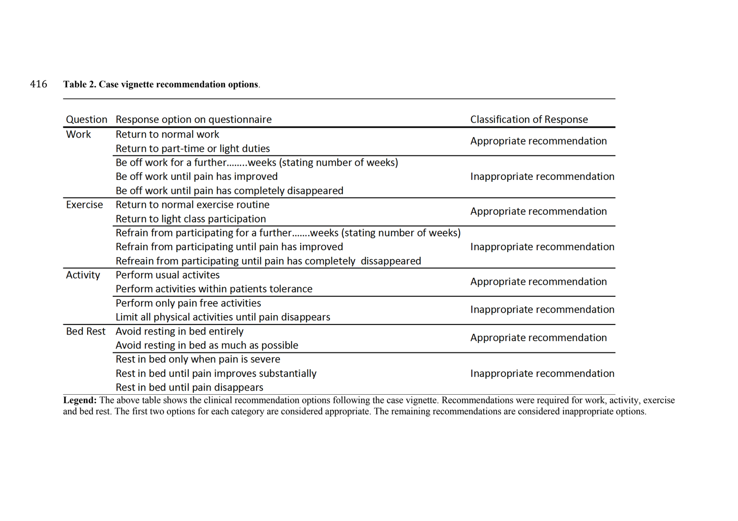**Table 2. Case vignette recommendation options**.

| Question | Response option on questionnaire | Classification of Response |
|---|---|---|
| Work | Return to normal work<br>Return to part-time or light duties | Appropriate recommendation |
| | Be off work for a further........weeks (stating number of weeks)<br>Be off work until pain has improved<br>Be off work until pain has completely disappeared | Inappropriate recommendation |
| Exercise | Return to normal exercise routine<br>Return to light class participation | Appropriate recommendation |
| | Refrain from participating for a further.......weeks (stating number of weeks)<br>Refrain from participating until pain has improved<br>Refreain from participating until pain has completely dissappeared | Inappropriate recommendation |
| Activity | Perform usual activites<br>Perform activities within patients tolerance | Appropriate recommendation |
| | Perform only pain free activities<br>Limit all physical activities until pain disappears | Inappropriate recommendation |
| Bed Rest | Avoid resting in bed entirely<br>Avoid resting in bed as much as possible | Appropriate recommendation |
| | Rest in bed only when pain is severe<br>Rest in bed until pain improves substantially<br>Rest in bed until pain disappears | Inappropriate recommendation |

**Legend:** The above table shows the clinical recommendation options following the case vignette. Recommendations were required for work, activity, exercise and bed rest. The first two options for each category are considered appropriate. The remaining recommendations are considered inappropriate options.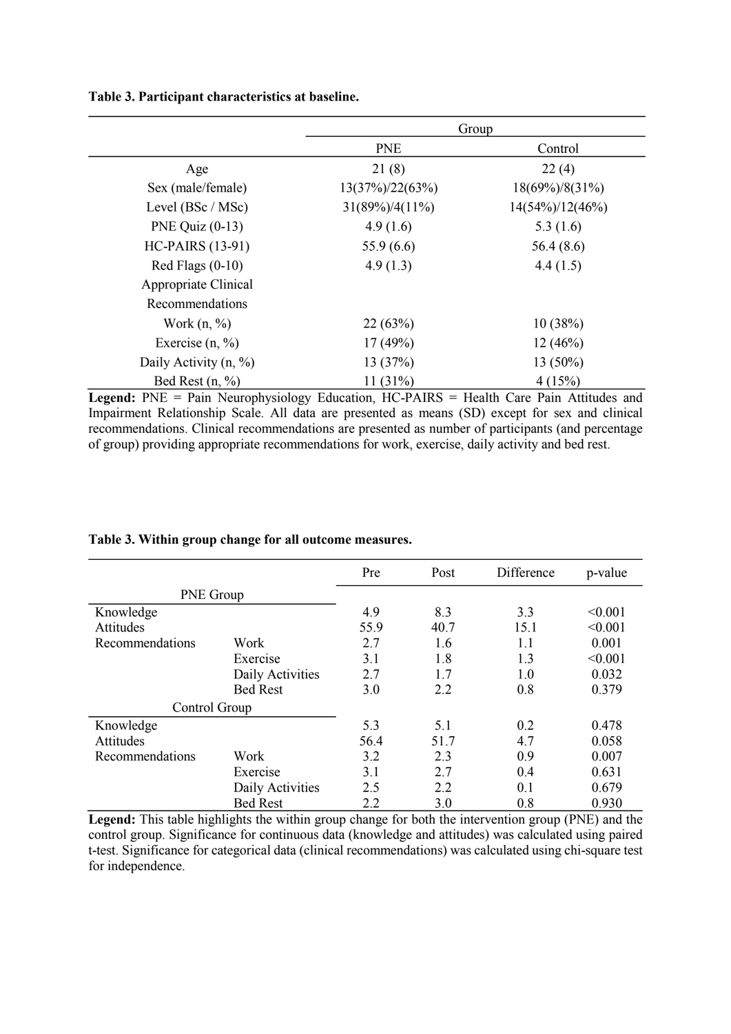**Table 3. Participant characteristics at baseline.**

| | Group | |
|---|---|---|
| | PNE | Control |
| Age | 21 (8) | 22 (4) |
| Sex (male/female) | 13(37%)/22(63%) | 18(69%)/8(31%) |
| Level (BSc / MSc) | 31(89%)/4(11%) | 14(54%)/12(46%) |
| PNE Quiz (0-13) | 4.9 (1.6) | 5.3 (1.6) |
| HC-PAIRS (13-91) | 55.9 (6.6) | 56.4 (8.6) |
| Red Flags (0-10) | 4.9 (1.3) | 4.4 (1.5) |
| Appropriate Clinical Recommendations | | |
| Work (n, %) | 22 (63%) | 10 (38%) |
| Exercise (n, %) | 17 (49%) | 12 (46%) |
| Daily Activity (n, %) | 13 (37%) | 13 (50%) |
| Bed Rest (n, %) | 11 (31%) | 4 (15%) |

**Legend:** PNE = Pain Neurophysiology Education, HC-PAIRS = Health Care Pain Attitudes and Impairment Relationship Scale. All data are presented as means (SD) except for sex and clinical recommendations. Clinical recommendations are presented as number of participants (and percentage of group) providing appropriate recommendations for work, exercise, daily activity and bed rest.

**Table 3. Within group change for all outcome measures.**

| | | Pre | Post | Difference | p-value |
|---|---|---|---|---|---|
| PNE Group | | | | | |
| Knowledge | | 4.9 | 8.3 | 3.3 | <0.001 |
| Attitudes | | 55.9 | 40.7 | 15.1 | <0.001 |
| Recommendations | Work | 2.7 | 1.6 | 1.1 | 0.001 |
| | Exercise | 3.1 | 1.8 | 1.3 | <0.001 |
| | Daily Activities | 2.7 | 1.7 | 1.0 | 0.032 |
| | Bed Rest | 3.0 | 2.2 | 0.8 | 0.379 |
| Control Group | | | | | |
| Knowledge | | 5.3 | 5.1 | 0.2 | 0.478 |
| Attitudes | | 56.4 | 51.7 | 4.7 | 0.058 |
| Recommendations | Work | 3.2 | 2.3 | 0.9 | 0.007 |
| | Exercise | 3.1 | 2.7 | 0.4 | 0.631 |
| | Daily Activities | 2.5 | 2.2 | 0.1 | 0.679 |
| | Bed Rest | 2.2 | 3.0 | 0.8 | 0.930 |

**Legend:** This table highlights the within group change for both the intervention group (PNE) and the control group. Significance for continuous data (knowledge and attitudes) was calculated using paired t-test. Significance for categorical data (clinical recommendations) was calculated using chi-square test for independence.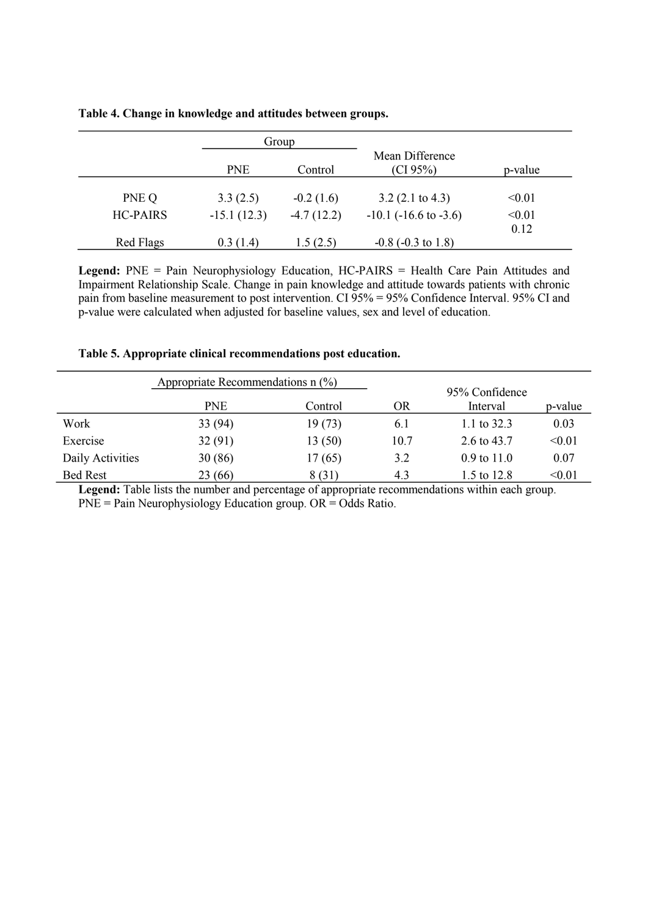**Table 4. Change in knowledge and attitudes between groups.**

| | Group | | Mean Difference (CI 95%) | p-value |
|---|---|---|---|---|
| | PNE | Control | | |
| PNE Q | 3.3 (2.5) | -0.2 (1.6) | 3.2 (2.1 to 4.3) | <0.01 |
| HC-PAIRS | -15.1 (12.3) | -4.7 (12.2) | -10.1 (-16.6 to -3.6) | <0.01 |
| Red Flags | 0.3 (1.4) | 1.5 (2.5) | -0.8 (-0.3 to 1.8) | 0.12 |

**Legend:** PNE = Pain Neurophysiology Education, HC-PAIRS = Health Care Pain Attitudes and Impairment Relationship Scale. Change in pain knowledge and attitude towards patients with chronic pain from baseline measurement to post intervention. CI 95% = 95% Confidence Interval. 95% CI and p-value were calculated when adjusted for baseline values, sex and level of education.

**Table 5. Appropriate clinical recommendations post education.**

| | Appropriate Recommendations n (%) | | OR | 95% Confidence Interval | p-value |
|---|---|---|---|---|---|
| | PNE | Control | | | |
| Work | 33 (94) | 19 (73) | 6.1 | 1.1 to 32.3 | 0.03 |
| Exercise | 32 (91) | 13 (50) | 10.7 | 2.6 to 43.7 | <0.01 |
| Daily Activities | 30 (86) | 17 (65) | 3.2 | 0.9 to 11.0 | 0.07 |
| Bed Rest | 23 (66) | 8 (31) | 4.3 | 1.5 to 12.8 | <0.01 |

**Legend:** Table lists the number and percentage of appropriate recommendations within each group. PNE = Pain Neurophysiology Education group. OR = Odds Ratio.